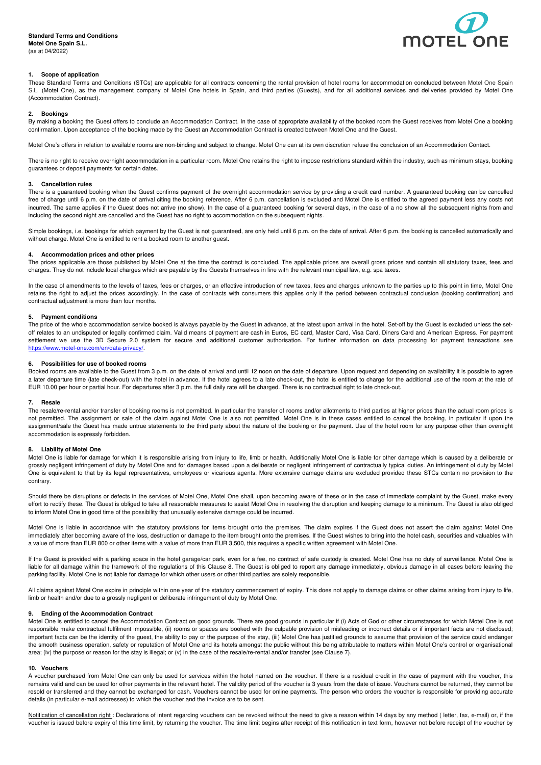**Standard Terms and Conditions**
**Motel One Spain S.L.**
(as at 04/2022)

### 1. Scope of application

These Standard Terms and Conditions (STCs) are applicable for all contracts concerning the rental provision of hotel rooms for accommodation concluded between Motel One Spain S.L. (Motel One), as the management company of Motel One hotels in Spain, and third parties (Guests), and for all additional services and deliveries provided by Motel One (Accommodation Contract).

### 2. Bookings

By making a booking the Guest offers to conclude an Accommodation Contract. In the case of appropriate availability of the booked room the Guest receives from Motel One a booking confirmation. Upon acceptance of the booking made by the Guest an Accommodation Contract is created between Motel One and the Guest.

Motel One's offers in relation to available rooms are non-binding and subject to change. Motel One can at its own discretion refuse the conclusion of an Accommodation Contact.

There is no right to receive overnight accommodation in a particular room. Motel One retains the right to impose restrictions standard within the industry, such as minimum stays, booking guarantees or deposit payments for certain dates.

### 3. Cancellation rules

There is a guaranteed booking when the Guest confirms payment of the overnight accommodation service by providing a credit card number. A guaranteed booking can be cancelled free of charge until 6 p.m. on the date of arrival citing the booking reference. After 6 p.m. cancellation is excluded and Motel One is entitled to the agreed payment less any costs not incurred. The same applies if the Guest does not arrive (no show). In the case of a guaranteed booking for several days, in the case of a no show all the subsequent nights from and including the second night are cancelled and the Guest has no right to accommodation on the subsequent nights.

Simple bookings, i.e. bookings for which payment by the Guest is not guaranteed, are only held until 6 p.m. on the date of arrival. After 6 p.m. the booking is cancelled automatically and without charge. Motel One is entitled to rent a booked room to another guest.

### 4. Accommodation prices and other prices

The prices applicable are those published by Motel One at the time the contract is concluded. The applicable prices are overall gross prices and contain all statutory taxes, fees and charges. They do not include local charges which are payable by the Guests themselves in line with the relevant municipal law, e.g. spa taxes.

In the case of amendments to the levels of taxes, fees or charges, or an effective introduction of new taxes, fees and charges unknown to the parties up to this point in time, Motel One retains the right to adjust the prices accordingly. In the case of contracts with consumers this applies only if the period between contractual conclusion (booking confirmation) and contractual adjustment is more than four months.

### 5. Payment conditions

The price of the whole accommodation service booked is always payable by the Guest in advance, at the latest upon arrival in the hotel. Set-off by the Guest is excluded unless the set-off relates to an undisputed or legally confirmed claim. Valid means of payment are cash in Euros, EC card, Master Card, Visa Card, Diners Card and American Express. For payment settlement we use the 3D Secure 2.0 system for secure and additional customer authorisation. For further information on data processing for payment transactions see https://www.motel-one.com/en/data-privacy/.

### 6. Possibilities for use of booked rooms

Booked rooms are available to the Guest from 3 p.m. on the date of arrival and until 12 noon on the date of departure. Upon request and depending on availability it is possible to agree a later departure time (late check-out) with the hotel in advance. If the hotel agrees to a late check-out, the hotel is entitled to charge for the additional use of the room at the rate of EUR 10.00 per hour or partial hour. For departures after 3 p.m. the full daily rate will be charged. There is no contractual right to late check-out.

### 7. Resale

The resale/re-rental and/or transfer of booking rooms is not permitted. In particular the transfer of rooms and/or allotments to third parties at higher prices than the actual room prices is not permitted. The assignment or sale of the claim against Motel One is also not permitted. Motel One is in these cases entitled to cancel the booking, in particular if upon the assignment/sale the Guest has made untrue statements to the third party about the nature of the booking or the payment. Use of the hotel room for any purpose other than overnight accommodation is expressly forbidden.

### 8. Liability of Motel One

Motel One is liable for damage for which it is responsible arising from injury to life, limb or health. Additionally Motel One is liable for other damage which is caused by a deliberate or grossly negligent infringement of duty by Motel One and for damages based upon a deliberate or negligent infringement of contractually typical duties. An infringement of duty by Motel One is equivalent to that by its legal representatives, employees or vicarious agents. More extensive damage claims are excluded provided these STCs contain no provision to the contrary.

Should there be disruptions or defects in the services of Motel One, Motel One shall, upon becoming aware of these or in the case of immediate complaint by the Guest, make every effort to rectify these. The Guest is obliged to take all reasonable measures to assist Motel One in resolving the disruption and keeping damage to a minimum. The Guest is also obliged to inform Motel One in good time of the possibility that unusually extensive damage could be incurred.

Motel One is liable in accordance with the statutory provisions for items brought onto the premises. The claim expires if the Guest does not assert the claim against Motel One immediately after becoming aware of the loss, destruction or damage to the item brought onto the premises. If the Guest wishes to bring into the hotel cash, securities and valuables with a value of more than EUR 800 or other items with a value of more than EUR 3,500, this requires a specific written agreement with Motel One.

If the Guest is provided with a parking space in the hotel garage/car park, even for a fee, no contract of safe custody is created. Motel One has no duty of surveillance. Motel One is liable for all damage within the framework of the regulations of this Clause 8. The Guest is obliged to report any damage immediately, obvious damage in all cases before leaving the parking facility. Motel One is not liable for damage for which other users or other third parties are solely responsible.

All claims against Motel One expire in principle within one year of the statutory commencement of expiry. This does not apply to damage claims or other claims arising from injury to life, limb or health and/or due to a grossly negligent or deliberate infringement of duty by Motel One.

### 9. Ending of the Accommodation Contract

Motel One is entitled to cancel the Accommodation Contract on good grounds. There are good grounds in particular if (i) Acts of God or other circumstances for which Motel One is not responsible make contractual fulfilment impossible, (ii) rooms or spaces are booked with the culpable provision of misleading or incorrect details or if important facts are not disclosed; important facts can be the identity of the guest, the ability to pay or the purpose of the stay, (iii) Motel One has justified grounds to assume that provision of the service could endanger the smooth business operation, safety or reputation of Motel One and its hotels amongst the public without this being attributable to matters within Motel One's control or organisational area; (iv) the purpose or reason for the stay is illegal; or (v) in the case of the resale/re-rental and/or transfer (see Clause 7).

### 10. Vouchers

A voucher purchased from Motel One can only be used for services within the hotel named on the voucher. If there is a residual credit in the case of payment with the voucher, this remains valid and can be used for other payments in the relevant hotel. The validity period of the voucher is 3 years from the date of issue. Vouchers cannot be returned, they cannot be resold or transferred and they cannot be exchanged for cash. Vouchers cannot be used for online payments. The person who orders the voucher is responsible for providing accurate details (in particular e-mail addresses) to which the voucher and the invoice are to be sent.

Notification of cancellation right : Declarations of intent regarding vouchers can be revoked without the need to give a reason within 14 days by any method ( letter, fax, e-mail) or, if the voucher is issued before expiry of this time limit, by returning the voucher. The time limit begins after receipt of this notification in text form, however not before receipt of the voucher by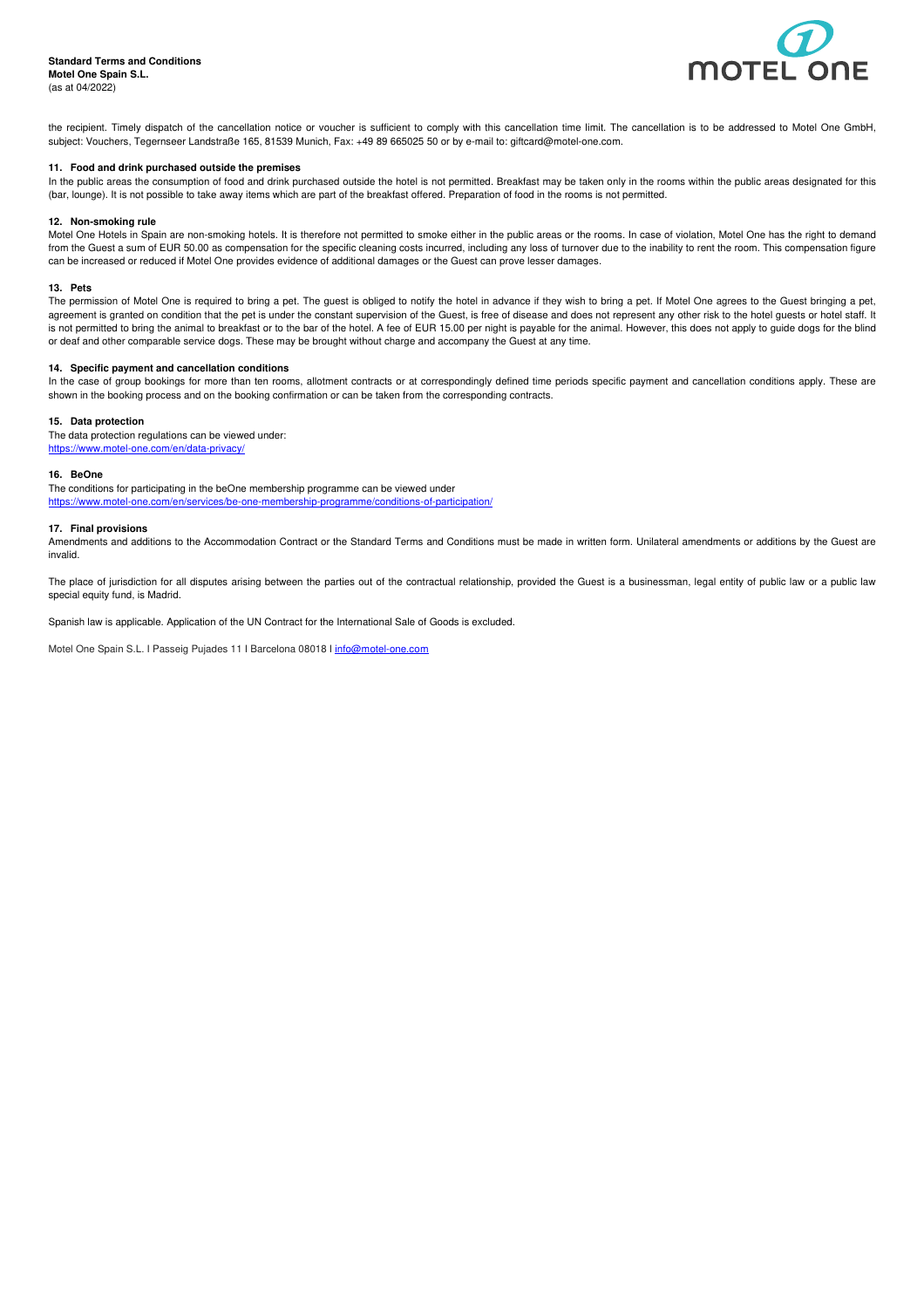the recipient. Timely dispatch of the cancellation notice or voucher is sufficient to comply with this cancellation time limit. The cancellation is to be addressed to Motel One GmbH, subject: Vouchers, Tegernseer Landstraße 165, 81539 Munich, Fax: +49 89 665025 50 or by e-mail to: giftcard@motel-one.com.

### 11. Food and drink purchased outside the premises

In the public areas the consumption of food and drink purchased outside the hotel is not permitted. Breakfast may be taken only in the rooms within the public areas designated for this (bar, lounge). It is not possible to take away items which are part of the breakfast offered. Preparation of food in the rooms is not permitted.

### 12. Non-smoking rule

Motel One Hotels in Spain are non-smoking hotels. It is therefore not permitted to smoke either in the public areas or the rooms. In case of violation, Motel One has the right to demand from the Guest a sum of EUR 50.00 as compensation for the specific cleaning costs incurred, including any loss of turnover due to the inability to rent the room. This compensation figure can be increased or reduced if Motel One provides evidence of additional damages or the Guest can prove lesser damages.

### 13. Pets

The permission of Motel One is required to bring a pet. The guest is obliged to notify the hotel in advance if they wish to bring a pet. If Motel One agrees to the Guest bringing a pet, agreement is granted on condition that the pet is under the constant supervision of the Guest, is free of disease and does not represent any other risk to the hotel guests or hotel staff. It is not permitted to bring the animal to breakfast or to the bar of the hotel. A fee of EUR 15.00 per night is payable for the animal. However, this does not apply to guide dogs for the blind or deaf and other comparable service dogs. These may be brought without charge and accompany the Guest at any time.

### 14. Specific payment and cancellation conditions

In the case of group bookings for more than ten rooms, allotment contracts or at correspondingly defined time periods specific payment and cancellation conditions apply. These are shown in the booking process and on the booking confirmation or can be taken from the corresponding contracts.

### 15. Data protection

The data protection regulations can be viewed under:
https://www.motel-one.com/en/data-privacy/

### 16. BeOne

The conditions for participating in the beOne membership programme can be viewed under
https://www.motel-one.com/en/services/be-one-membership-programme/conditions-of-participation/

### 17. Final provisions

Amendments and additions to the Accommodation Contract or the Standard Terms and Conditions must be made in written form. Unilateral amendments or additions by the Guest are invalid.

The place of jurisdiction for all disputes arising between the parties out of the contractual relationship, provided the Guest is a businessman, legal entity of public law or a public law special equity fund, is Madrid.

Spanish law is applicable. Application of the UN Contract for the International Sale of Goods is excluded.

Motel One Spain S.L. I Passeig Pujades 11 I Barcelona 08018 I info@motel-one.com